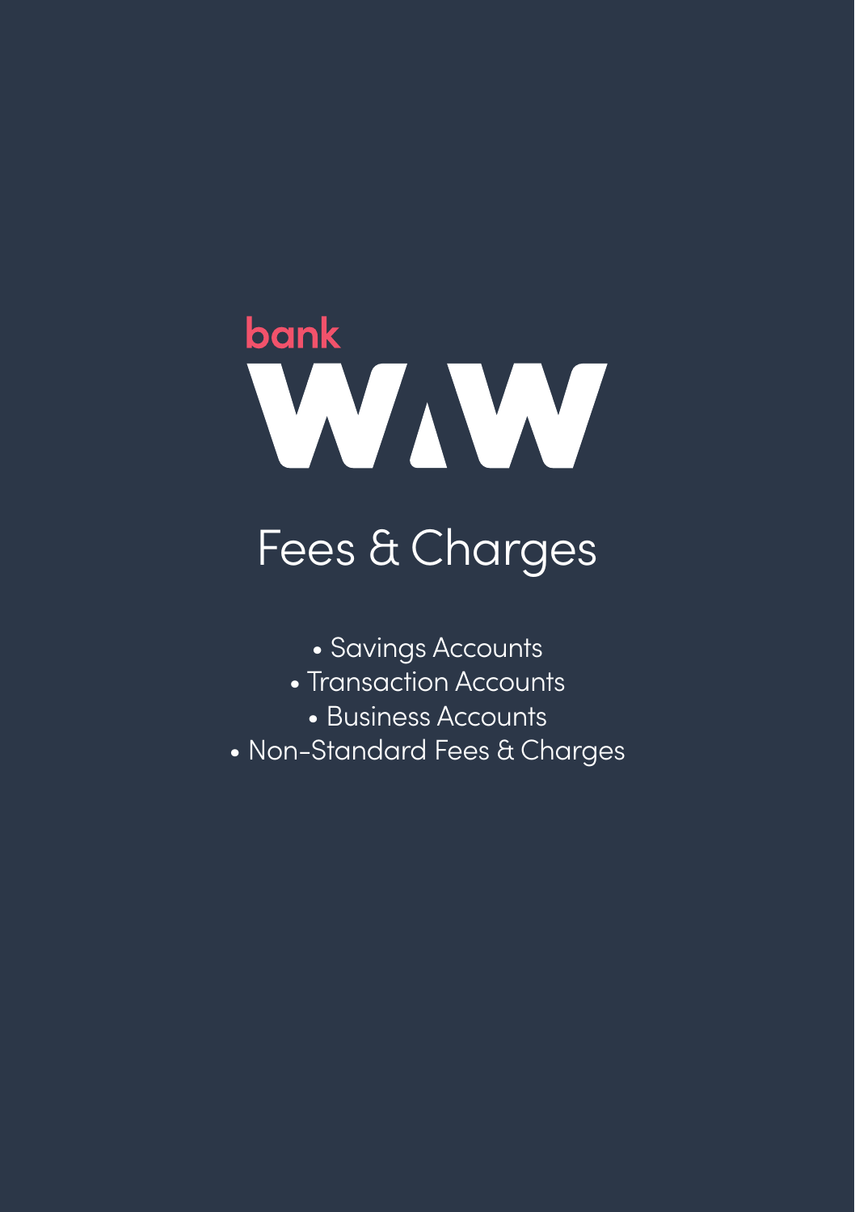bank WAW

# Fees & Charges

- Savings Accounts
- Transaction Accounts
- Business Accounts
- Non-Standard Fees & Charges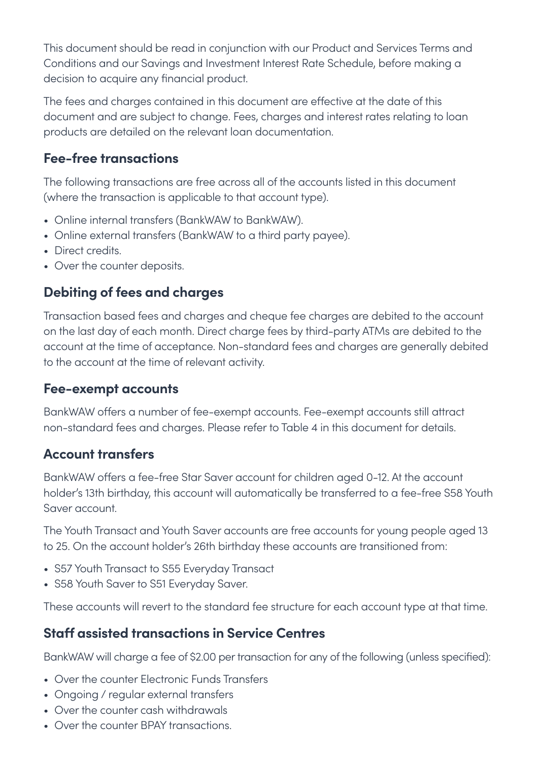This document should be read in conjunction with our Product and Services Terms and Conditions and our Savings and Investment Interest Rate Schedule, before making a decision to acquire any financial product.

The fees and charges contained in this document are effective at the date of this document and are subject to change. Fees, charges and interest rates relating to loan products are detailed on the relevant loan documentation.

## Fee-free transactions

The following transactions are free across all of the accounts listed in this document (where the transaction is applicable to that account type).

- Online internal transfers (BankWAW to BankWAW).
- Online external transfers (BankWAW to a third party payee).
- Direct credits.
- Over the counter deposits.

## Debiting of fees and charges

Transaction based fees and charges and cheque fee charges are debited to the account on the last day of each month. Direct charge fees by third-party ATMs are debited to the account at the time of acceptance. Non-standard fees and charges are generally debited to the account at the time of relevant activity.

## Fee-exempt accounts

BankWAW offers a number of fee-exempt accounts. Fee-exempt accounts still attract non-standard fees and charges. Please refer to Table 4 in this document for details.

## Account transfers

BankWAW offers a fee-free Star Saver account for children aged 0-12. At the account holder's 13th birthday, this account will automatically be transferred to a fee-free S58 Youth Saver account.

The Youth Transact and Youth Saver accounts are free accounts for young people aged 13 to 25. On the account holder's 26th birthday these accounts are transitioned from:

- S57 Youth Transact to S55 Everyday Transact
- S58 Youth Saver to S51 Everyday Saver.

These accounts will revert to the standard fee structure for each account type at that time.

## Staff assisted transactions in Service Centres

BankWAW will charge a fee of $2.00 per transaction for any of the following (unless specified):

- Over the counter Electronic Funds Transfers
- Ongoing / regular external transfers
- Over the counter cash withdrawals
- Over the counter BPAY transactions.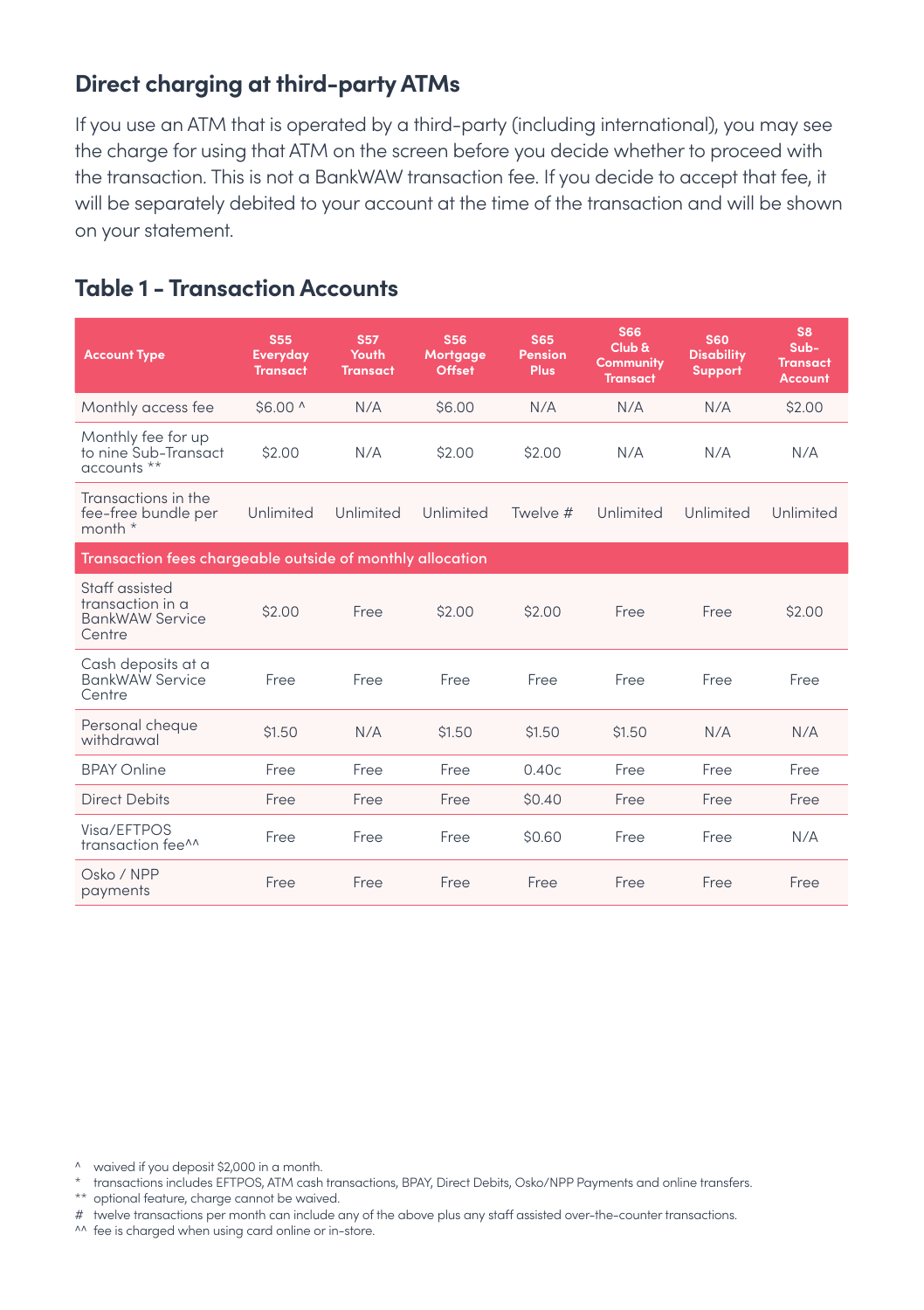## Direct charging at third-party ATMs

If you use an ATM that is operated by a third-party (including international), you may see the charge for using that ATM on the screen before you decide whether to proceed with the transaction. This is not a BankWAW transaction fee. If you decide to accept that fee, it will be separately debited to your account at the time of the transaction and will be shown on your statement.

## Table 1 - Transaction Accounts

| Account Type | S55 Everyday Transact | S57 Youth Transact | S56 Mortgage Offset | S65 Pension Plus | S66 Club & Community Transact | S60 Disability Support | S8 Sub-Transact Account |
|---|---|---|---|---|---|---|---|
| Monthly access fee | $6.00 ^ | N/A | $6.00 | N/A | N/A | N/A | $2.00 |
| Monthly fee for up to nine Sub-Transact accounts ** | $2.00 | N/A | $2.00 | $2.00 | N/A | N/A | N/A |
| Transactions in the fee-free bundle per month * | Unlimited | Unlimited | Unlimited | Twelve # | Unlimited | Unlimited | Unlimited |
| **Transaction fees chargeable outside of monthly allocation** | | | | | | | |
| Staff assisted transaction in a BankWAW Service Centre | $2.00 | Free | $2.00 | $2.00 | Free | Free | $2.00 |
| Cash deposits at a BankWAW Service Centre | Free | Free | Free | Free | Free | Free | Free |
| Personal cheque withdrawal | $1.50 | N/A | $1.50 | $1.50 | $1.50 | N/A | N/A |
| BPAY Online | Free | Free | Free | 0.40c | Free | Free | Free |
| Direct Debits | Free | Free | Free | $0.40 | Free | Free | Free |
| Visa/EFTPOS transaction fee^^ | Free | Free | Free | $0.60 | Free | Free | N/A |
| Osko / NPP payments | Free | Free | Free | Free | Free | Free | Free |

^ waived if you deposit $2,000 in a month.
* transactions includes EFTPOS, ATM cash transactions, BPAY, Direct Debits, Osko/NPP Payments and online transfers.
** optional feature, charge cannot be waived.
# twelve transactions per month can include any of the above plus any staff assisted over-the-counter transactions.
^^ fee is charged when using card online or in-store.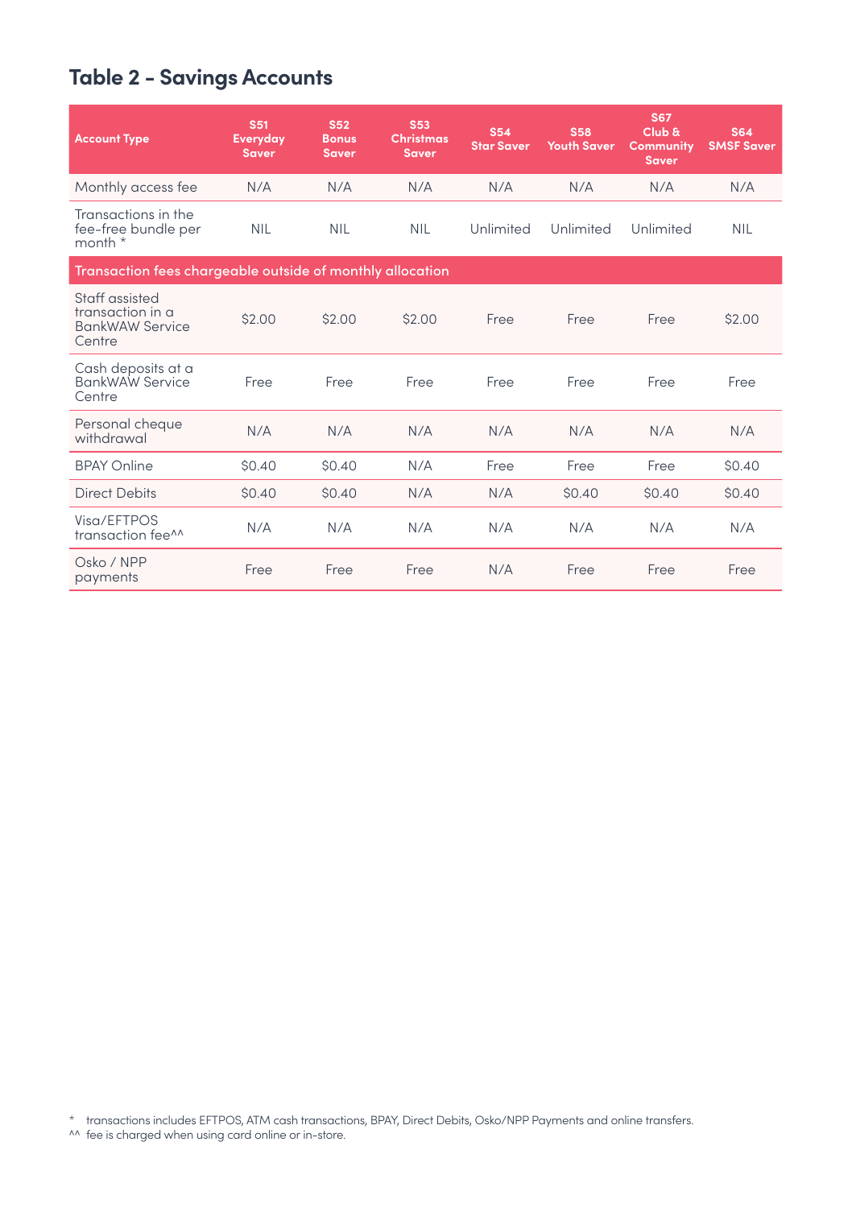## Table 2 - Savings Accounts

| Account Type | S51 Everyday Saver | S52 Bonus Saver | S53 Christmas Saver | S54 Star Saver | S58 Youth Saver | S67 Club & Community Saver | S64 SMSF Saver |
|---|---|---|---|---|---|---|---|
| Monthly access fee | N/A | N/A | N/A | N/A | N/A | N/A | N/A |
| Transactions in the fee-free bundle per month * | NIL | NIL | NIL | Unlimited | Unlimited | Unlimited | NIL |
| **Transaction fees chargeable outside of monthly allocation** | | | | | | | |
| Staff assisted transaction in a BankWAW Service Centre | $2.00 | $2.00 | $2.00 | Free | Free | Free | $2.00 |
| Cash deposits at a BankWAW Service Centre | Free | Free | Free | Free | Free | Free | Free |
| Personal cheque withdrawal | N/A | N/A | N/A | N/A | N/A | N/A | N/A |
| BPAY Online | $0.40 | $0.40 | N/A | Free | Free | Free | $0.40 |
| Direct Debits | $0.40 | $0.40 | N/A | N/A | $0.40 | $0.40 | $0.40 |
| Visa/EFTPOS transaction fee^^ | N/A | N/A | N/A | N/A | N/A | N/A | N/A |
| Osko / NPP payments | Free | Free | Free | N/A | Free | Free | Free |

\* transactions includes EFTPOS, ATM cash transactions, BPAY, Direct Debits, Osko/NPP Payments and online transfers.

^^ fee is charged when using card online or in-store.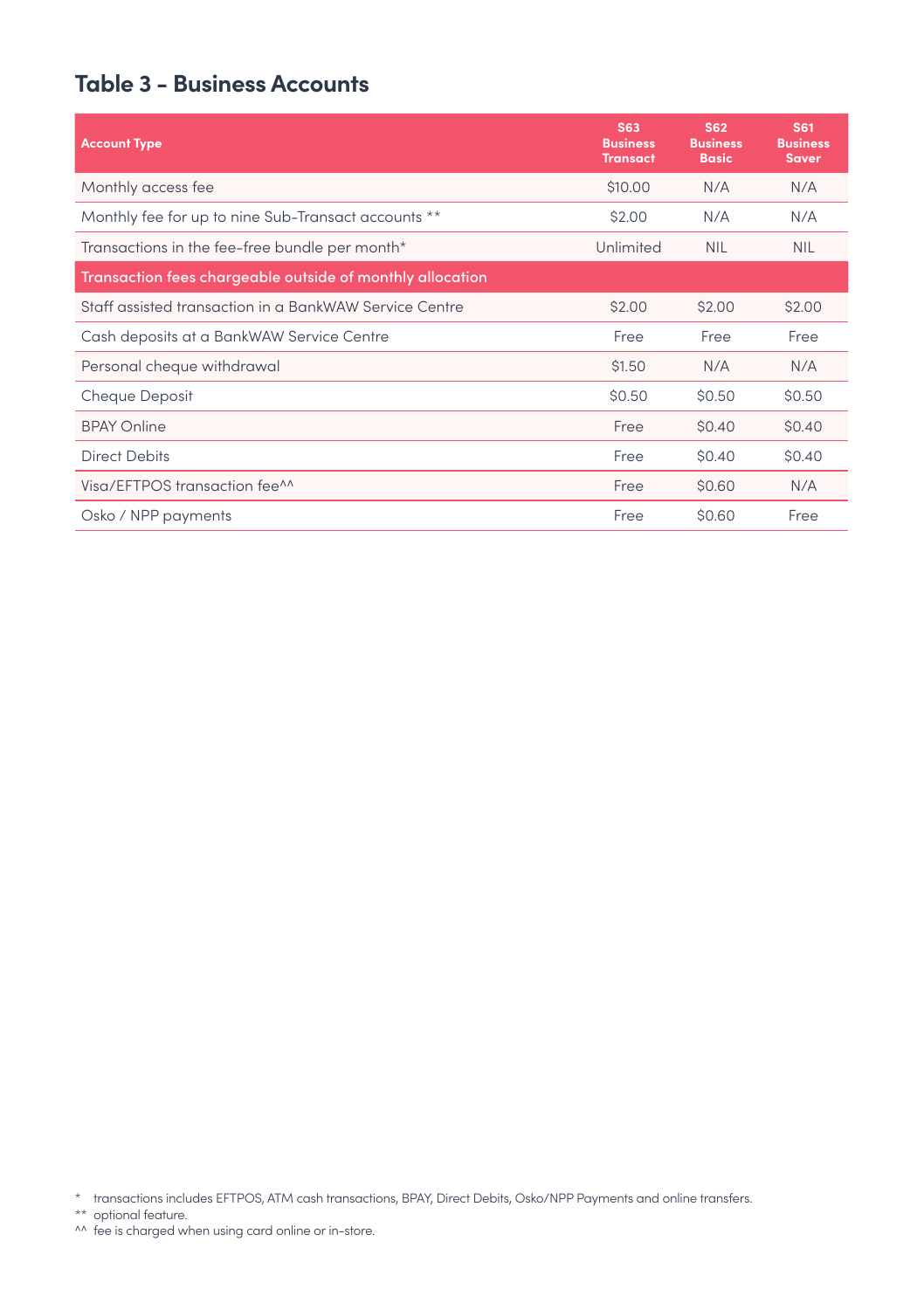## Table 3 - Business Accounts

| Account Type | S63 Business Transact | S62 Business Basic | S61 Business Saver |
|---|---|---|---|
| Monthly access fee | $10.00 | N/A | N/A |
| Monthly fee for up to nine Sub-Transact accounts ** | $2.00 | N/A | N/A |
| Transactions in the fee-free bundle per month* | Unlimited | NIL | NIL |
| **Transaction fees chargeable outside of monthly allocation** | | | |
| Staff assisted transaction in a BankWAW Service Centre | $2.00 | $2.00 | $2.00 |
| Cash deposits at a BankWAW Service Centre | Free | Free | Free |
| Personal cheque withdrawal | $1.50 | N/A | N/A |
| Cheque Deposit | $0.50 | $0.50 | $0.50 |
| BPAY Online | Free | $0.40 | $0.40 |
| Direct Debits | Free | $0.40 | $0.40 |
| Visa/EFTPOS transaction fee^^ | Free | $0.60 | N/A |
| Osko / NPP payments | Free | $0.60 | Free |

* transactions includes EFTPOS, ATM cash transactions, BPAY, Direct Debits, Osko/NPP Payments and online transfers.

** optional feature.

^^ fee is charged when using card online or in-store.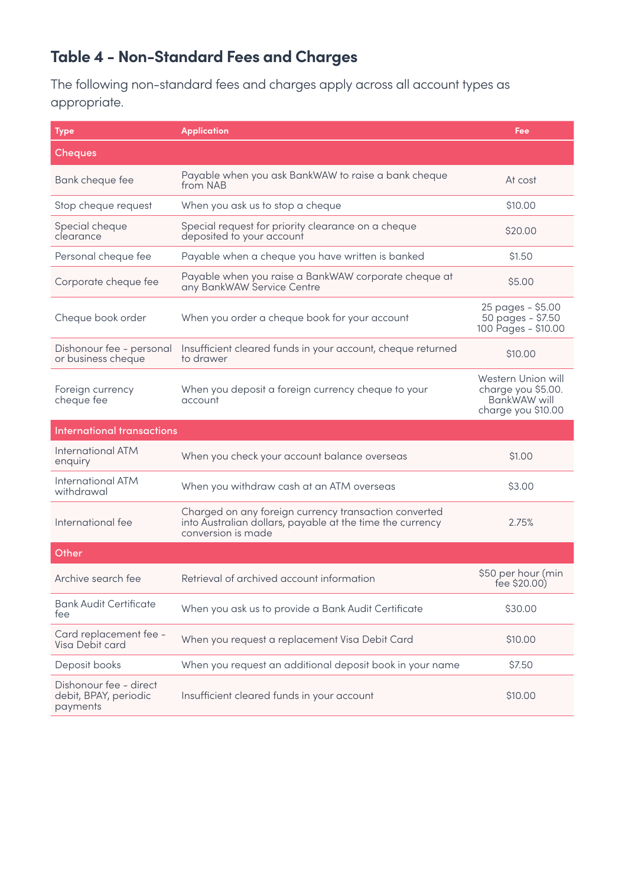## Table 4 - Non-Standard Fees and Charges

The following non-standard fees and charges apply across all account types as appropriate.

| Type | Application | Fee |
|---|---|---|
| **Cheques** | | |
| Bank cheque fee | Payable when you ask BankWAW to raise a bank cheque from NAB | At cost |
| Stop cheque request | When you ask us to stop a cheque | $10.00 |
| Special cheque clearance | Special request for priority clearance on a cheque deposited to your account | $20.00 |
| Personal cheque fee | Payable when a cheque you have written is banked | $1.50 |
| Corporate cheque fee | Payable when you raise a BankWAW corporate cheque at any BankWAW Service Centre | $5.00 |
| Cheque book order | When you order a cheque book for your account | 25 pages - $5.00<br>50 pages - $7.50<br>100 Pages - $10.00 |
| Dishonour fee - personal or business cheque | Insufficient cleared funds in your account, cheque returned to drawer | $10.00 |
| Foreign currency cheque fee | When you deposit a foreign currency cheque to your account | Western Union will charge you $5.00. BankWAW will charge you $10.00 |
| **International transactions** | | |
| International ATM enquiry | When you check your account balance overseas | $1.00 |
| International ATM withdrawal | When you withdraw cash at an ATM overseas | $3.00 |
| International fee | Charged on any foreign currency transaction converted into Australian dollars, payable at the time the currency conversion is made | 2.75% |
| **Other** | | |
| Archive search fee | Retrieval of archived account information | $50 per hour (min fee $20.00) |
| Bank Audit Certificate fee | When you ask us to provide a Bank Audit Certificate | $30.00 |
| Card replacement fee - Visa Debit card | When you request a replacement Visa Debit Card | $10.00 |
| Deposit books | When you request an additional deposit book in your name | $7.50 |
| Dishonour fee - direct debit, BPAY, periodic payments | Insufficient cleared funds in your account | $10.00 |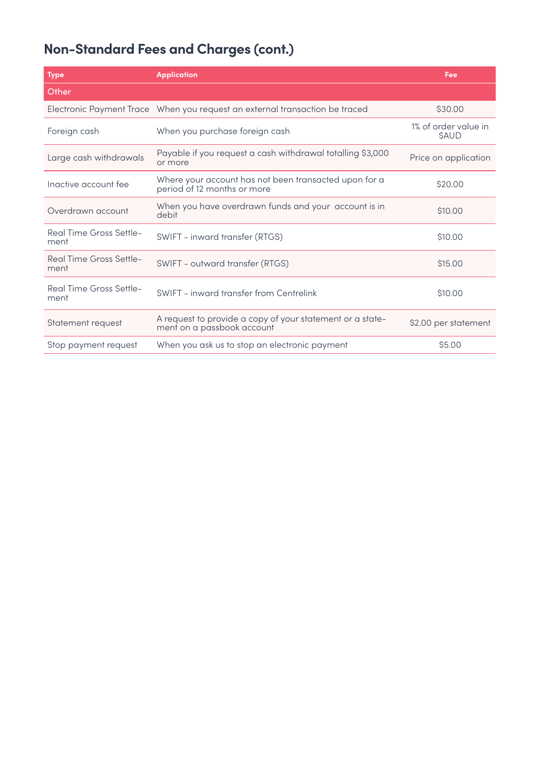## Non-Standard Fees and Charges (cont.)

| Type | Application | Fee |
|---|---|---|
| Other | | |
| Electronic Payment Trace | When you request an external transaction be traced | $30.00 |
| Foreign cash | When you purchase foreign cash | 1% of order value in $AUD |
| Large cash withdrawals | Payable if you request a cash withdrawal totalling $3,000 or more | Price on application |
| Inactive account fee | Where your account has not been transacted upon for a period of 12 months or more | $20.00 |
| Overdrawn account | When you have overdrawn funds and your account is in debit | $10.00 |
| Real Time Gross Settlement | SWIFT - inward transfer (RTGS) | $10.00 |
| Real Time Gross Settlement | SWIFT - outward transfer (RTGS) | $15.00 |
| Real Time Gross Settlement | SWIFT - inward transfer from Centrelink | $10.00 |
| Statement request | A request to provide a copy of your statement or a statement on a passbook account | $2.00 per statement |
| Stop payment request | When you ask us to stop an electronic payment | $5.00 |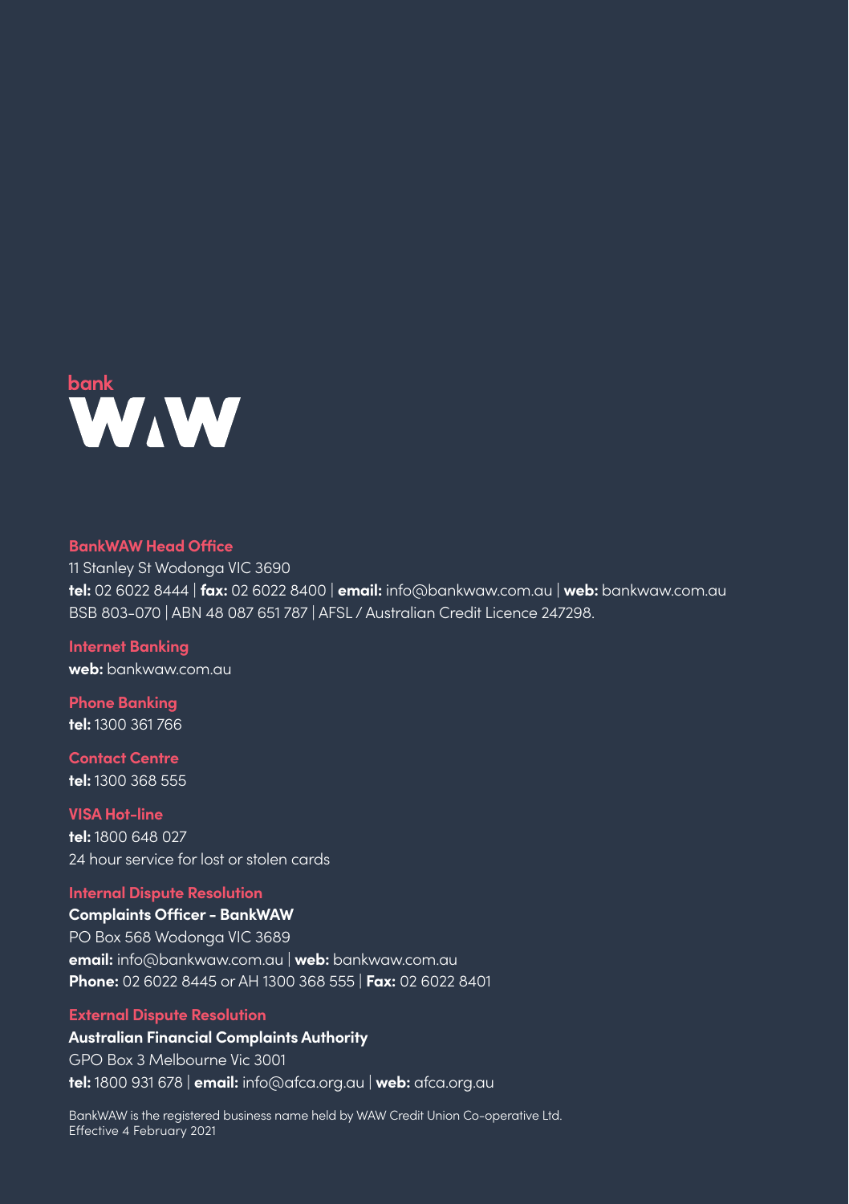bank

WAW

**BankWAW Head Office**

11 Stanley St Wodonga VIC 3690

**tel:** 02 6022 8444 | **fax:** 02 6022 8400 | **email:** info@bankwaw.com.au | **web:** bankwaw.com.au

BSB 803-070 | ABN 48 087 651 787 | AFSL / Australian Credit Licence 247298.

**Internet Banking**

**web:** bankwaw.com.au

**Phone Banking**

**tel:** 1300 361 766

**Contact Centre**

**tel:** 1300 368 555

**VISA Hot-line**

**tel:** 1800 648 027

24 hour service for lost or stolen cards

**Internal Dispute Resolution**

**Complaints Officer - BankWAW**

PO Box 568 Wodonga VIC 3689

**email:** info@bankwaw.com.au | **web:** bankwaw.com.au

**Phone:** 02 6022 8445 or AH 1300 368 555 | **Fax:** 02 6022 8401

**External Dispute Resolution**

**Australian Financial Complaints Authority**

GPO Box 3 Melbourne Vic 3001

**tel:** 1800 931 678 | **email:** info@afca.org.au | **web:** afca.org.au

BankWAW is the registered business name held by WAW Credit Union Co-operative Ltd.
Effective 4 February 2021